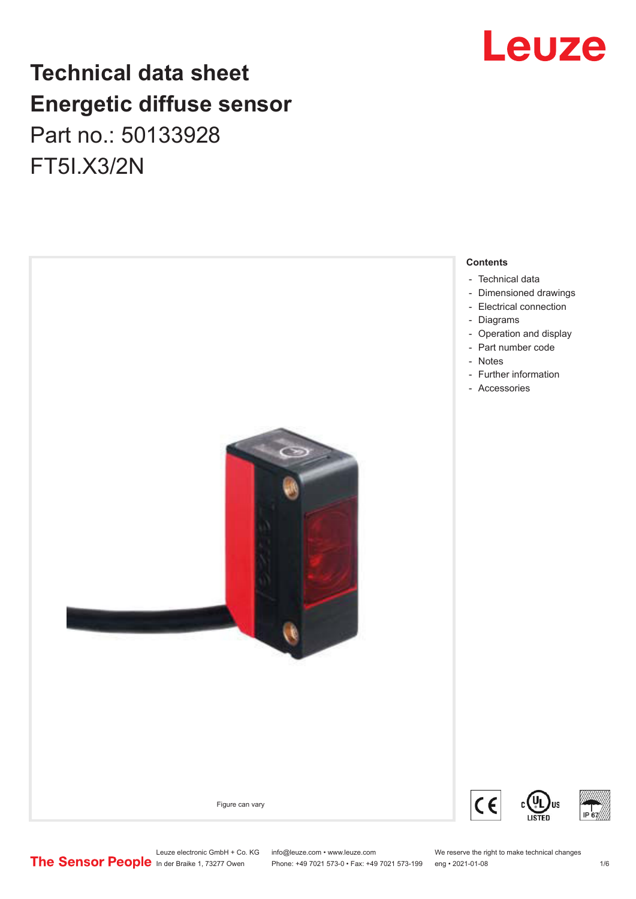# Technical data sheet
# Energetic diffuse sensor

Part no.: 50133928

FT5I.X3/2N

Figure can vary

**Contents**

- Technical data
- Dimensioned drawings
- Electrical connection
- Diagrams
- Operation and display
- Part number code
- Notes
- Further information
- Accessories

Leuze electronic GmbH + Co. KG
In der Braike 1, 73277 Owen

info@leuze.com • www.leuze.com
Phone: +49 7021 573-0 • Fax: +49 7021 573-199

We reserve the right to make technical changes
eng • 2021-01-08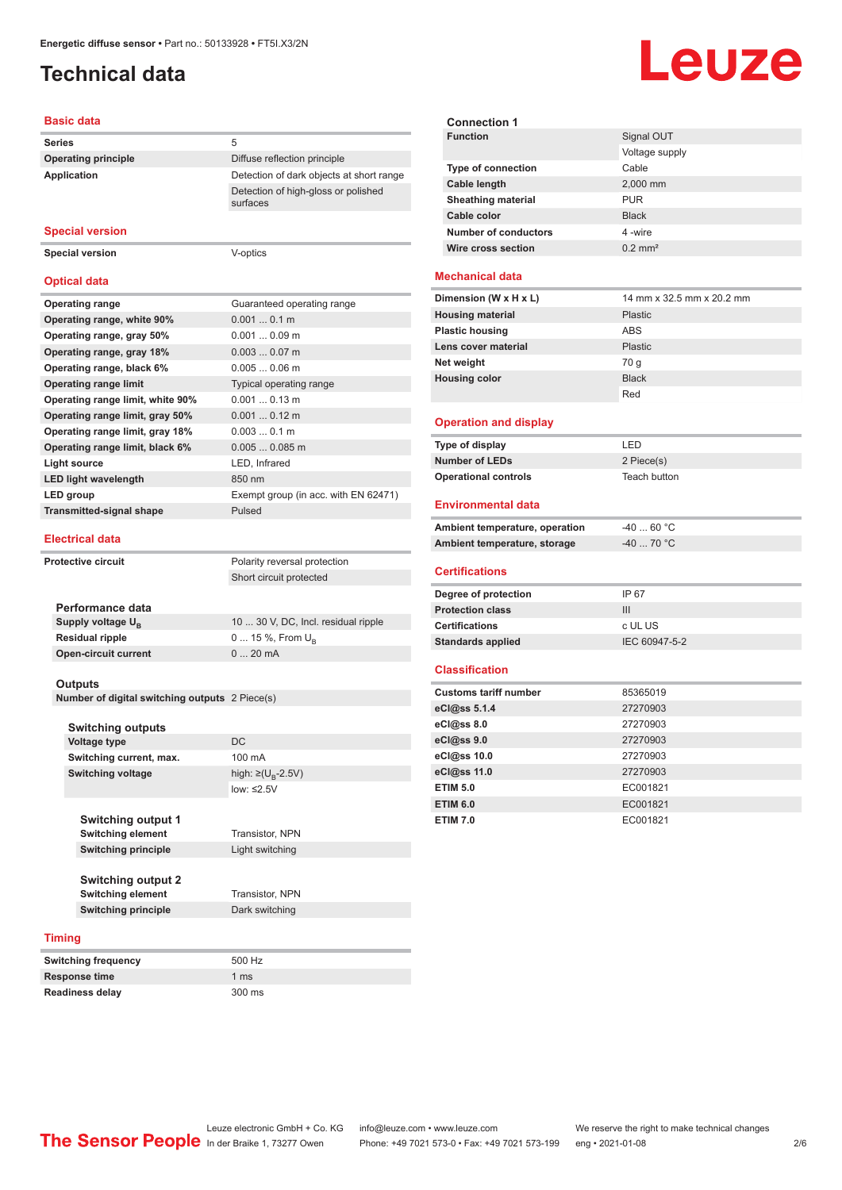Energetic diffuse sensor • Part no.: 50133928 • FT5I.X3/2N

# Technical data

## Basic data

| | |
|---|---|
| Series | 5 |
| Operating principle | Diffuse reflection principle |
| Application | Detection of dark objects at short range |
| | Detection of high-gloss or polished surfaces |

## Special version

| | |
|---|---|
| Special version | V-optics |

## Optical data

| | |
|---|---|
| Operating range | Guaranteed operating range |
| Operating range, white 90% | 0.001 ... 0.1 m |
| Operating range, gray 50% | 0.001 ... 0.09 m |
| Operating range, gray 18% | 0.003 ... 0.07 m |
| Operating range, black 6% | 0.005 ... 0.06 m |
| Operating range limit | Typical operating range |
| Operating range limit, white 90% | 0.001 ... 0.13 m |
| Operating range limit, gray 50% | 0.001 ... 0.12 m |
| Operating range limit, gray 18% | 0.003 ... 0.1 m |
| Operating range limit, black 6% | 0.005 ... 0.085 m |
| Light source | LED, Infrared |
| LED light wavelength | 850 nm |
| LED group | Exempt group (in acc. with EN 62471) |
| Transmitted-signal shape | Pulsed |

## Electrical data

| | |
|---|---|
| Protective circuit | Polarity reversal protection |
| | Short circuit protected |

### Performance data

| | |
|---|---|
| Supply voltage $U_B$ | 10 ... 30 V, DC, Incl. residual ripple |
| Residual ripple | 0 ... 15 %, From $U_B$ |
| Open-circuit current | 0 ... 20 mA |

### Outputs

| | |
|---|---|
| Number of digital switching outputs | 2 Piece(s) |

#### Switching outputs

| | |
|---|---|
| Voltage type | DC |
| Switching current, max. | 100 mA |
| Switching voltage | high: ≥($U_B$-2.5V) |
| | low: ≤2.5V |

##### Switching output 1

| | |
|---|---|
| Switching element | Transistor, NPN |
| Switching principle | Light switching |

##### Switching output 2

| | |
|---|---|
| Switching element | Transistor, NPN |
| Switching principle | Dark switching |

## Timing

| | |
|---|---|
| Switching frequency | 500 Hz |
| Response time | 1 ms |
| Readiness delay | 300 ms |

### Connection 1

| | |
|---|---|
| Function | Signal OUT |
| | Voltage supply |
| Type of connection | Cable |
| Cable length | 2,000 mm |
| Sheathing material | PUR |
| Cable color | Black |
| Number of conductors | 4 -wire |
| Wire cross section | 0.2 mm² |

## Mechanical data

| | |
|---|---|
| Dimension (W x H x L) | 14 mm x 32.5 mm x 20.2 mm |
| Housing material | Plastic |
| Plastic housing | ABS |
| Lens cover material | Plastic |
| Net weight | 70 g |
| Housing color | Black |
| | Red |

## Operation and display

| | |
|---|---|
| Type of display | LED |
| Number of LEDs | 2 Piece(s) |
| Operational controls | Teach button |

## Environmental data

| | |
|---|---|
| Ambient temperature, operation | -40 ... 60 °C |
| Ambient temperature, storage | -40 ... 70 °C |

## Certifications

| | |
|---|---|
| Degree of protection | IP 67 |
| Protection class | III |
| Certifications | c UL US |
| Standards applied | IEC 60947-5-2 |

## Classification

| | |
|---|---|
| Customs tariff number | 85365019 |
| eCl@ss 5.1.4 | 27270903 |
| eCl@ss 8.0 | 27270903 |
| eCl@ss 9.0 | 27270903 |
| eCl@ss 10.0 | 27270903 |
| eCl@ss 11.0 | 27270903 |
| ETIM 5.0 | EC001821 |
| ETIM 6.0 | EC001821 |
| ETIM 7.0 | EC001821 |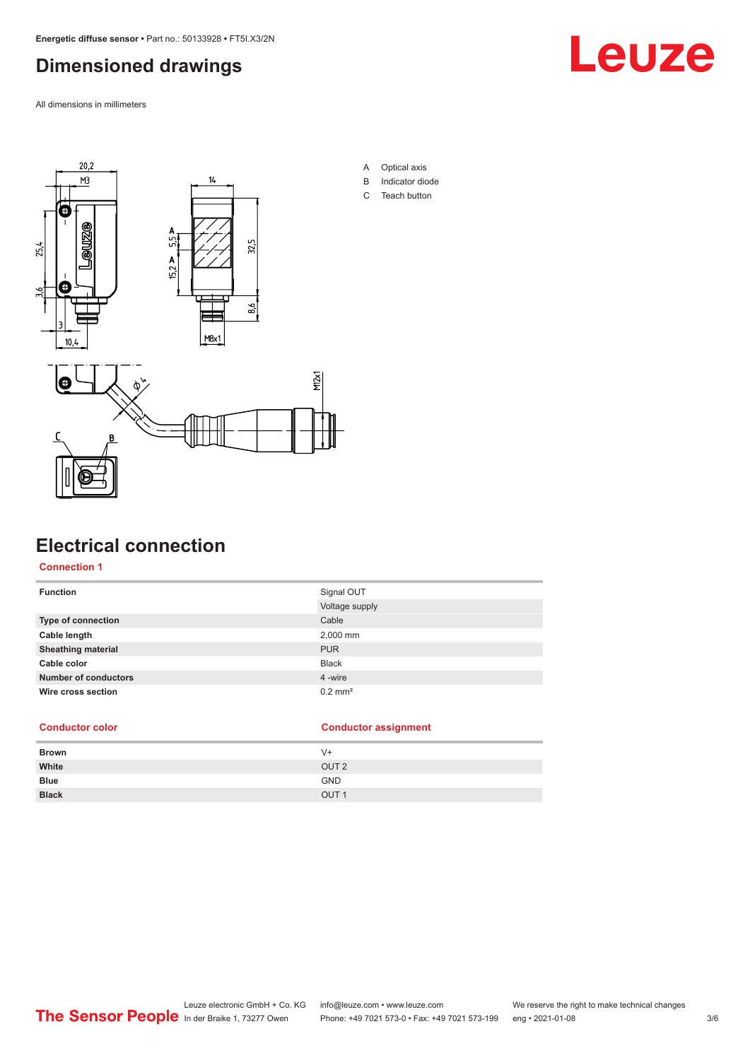# Dimensioned drawings

All dimensions in millimeters

A Optical axis
B Indicator diode
C Teach button

# Electrical connection

## Connection 1

| | |
|---|---|
| **Function** | Signal OUT |
| | Voltage supply |
| **Type of connection** | Cable |
| **Cable length** | 2,000 mm |
| **Sheathing material** | PUR |
| **Cable color** | Black |
| **Number of conductors** | 4 -wire |
| **Wire cross section** | 0.2 mm² |

| Conductor color | Conductor assignment |
|---|---|
| **Brown** | V+ |
| **White** | OUT 2 |
| **Blue** | GND |
| **Black** | OUT 1 |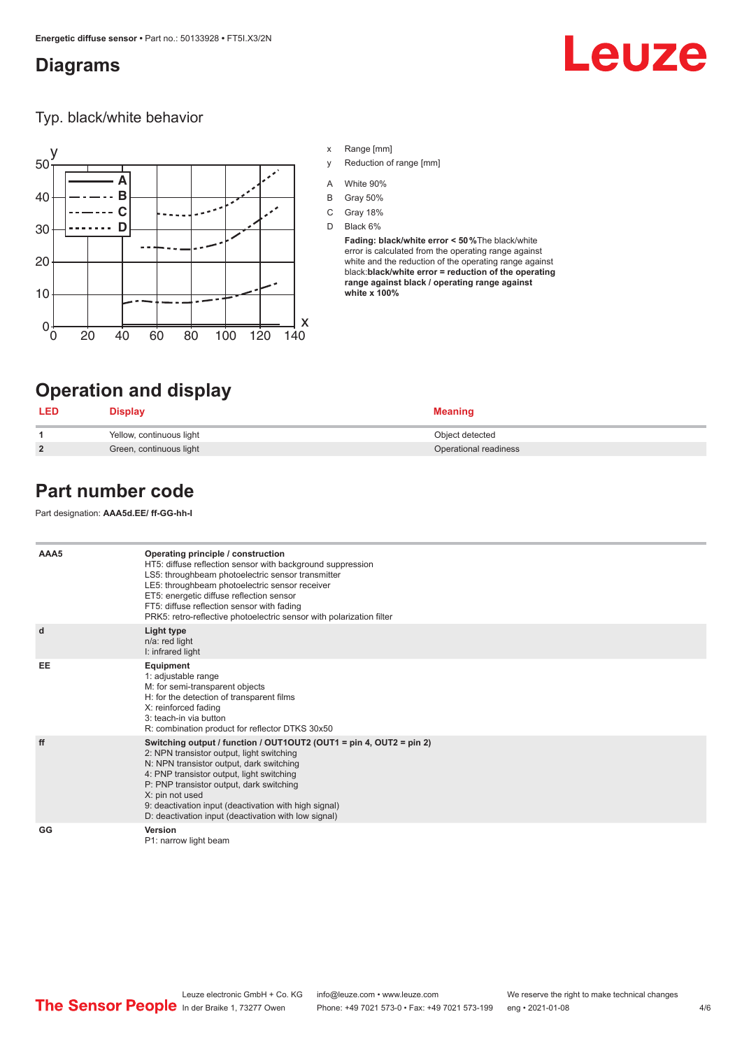## Diagrams

### Typ. black/white behavior

x Range [mm]

y Reduction of range [mm]

A White 90%

B Gray 50%

C Gray 18%

D Black 6%

**Fading: black/white error < 50 %**The black/white error is calculated from the operating range against white and the reduction of the operating range against black:**black/white error = reduction of the operating range against black / operating range against white x 100%**

## Operation and display

| LED | Display | Meaning |
|---|---|---|
| **1** | Yellow, continuous light | Object detected |
| **2** | Green, continuous light | Operational readiness |

## Part number code

Part designation: **AAA5d.EE/ ff-GG-hh-I**

| | |
|---|---|
| **AAA5** | **Operating principle / construction**<br>HT5: diffuse reflection sensor with background suppression<br>LS5: throughbeam photoelectric sensor transmitter<br>LE5: throughbeam photoelectric sensor receiver<br>ET5: energetic diffuse reflection sensor<br>FT5: diffuse reflection sensor with fading<br>PRK5: retro-reflective photoelectric sensor with polarization filter |
| **d** | **Light type**<br>n/a: red light<br>I: infrared light |
| **EE** | **Equipment**<br>1: adjustable range<br>M: for semi-transparent objects<br>H: for the detection of transparent films<br>X: reinforced fading<br>3: teach-in via button<br>R: combination product for reflector DTKS 30x50 |
| **ff** | **Switching output / function / OUT1OUT2 (OUT1 = pin 4, OUT2 = pin 2)**<br>2: NPN transistor output, light switching<br>N: NPN transistor output, dark switching<br>4: PNP transistor output, light switching<br>P: PNP transistor output, dark switching<br>X: pin not used<br>9: deactivation input (deactivation with high signal)<br>D: deactivation input (deactivation with low signal) |
| **GG** | **Version**<br>P1: narrow light beam |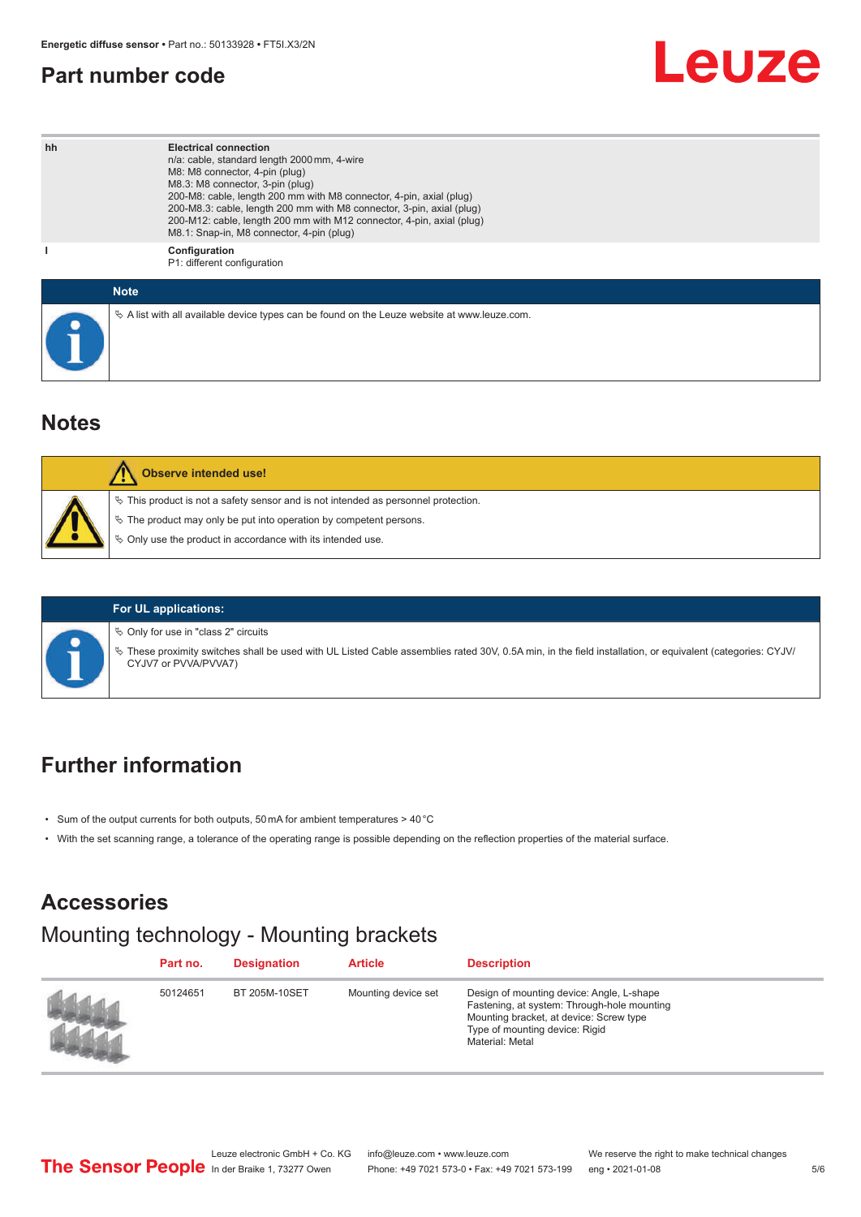## Part number code

| | |
|---|---|
| hh | **Electrical connection**<br>n/a: cable, standard length 2000 mm, 4-wire<br>M8: M8 connector, 4-pin (plug)<br>M8.3: M8 connector, 3-pin (plug)<br>200-M8: cable, length 200 mm with M8 connector, 4-pin, axial (plug)<br>200-M8.3: cable, length 200 mm with M8 connector, 3-pin, axial (plug)<br>200-M12: cable, length 200 mm with M12 connector, 4-pin, axial (plug)<br>M8.1: Snap-in, M8 connector, 4-pin (plug) |
| I | **Configuration**<br>P1: different configuration |

**Note**

- A list with all available device types can be found on the Leuze website at www.leuze.com.

## Notes

**Observe intended use!**

- This product is not a safety sensor and is not intended as personnel protection.
- The product may only be put into operation by competent persons.
- Only use the product in accordance with its intended use.

**For UL applications:**

- Only for use in "class 2" circuits
- These proximity switches shall be used with UL Listed Cable assemblies rated 30V, 0.5A min, in the field installation, or equivalent (categories: CYJV/CYJV7 or PVVA/PVVA7)

## Further information

- Sum of the output currents for both outputs, 50 mA for ambient temperatures > 40 °C
- With the set scanning range, a tolerance of the operating range is possible depending on the reflection properties of the material surface.

## Accessories

### Mounting technology - Mounting brackets

| Part no. | Designation | Article | Description |
|---|---|---|---|
| 50124651 | BT 205M-10SET | Mounting device set | Design of mounting device: Angle, L-shape<br>Fastening, at system: Through-hole mounting<br>Mounting bracket, at device: Screw type<br>Type of mounting device: Rigid<br>Material: Metal |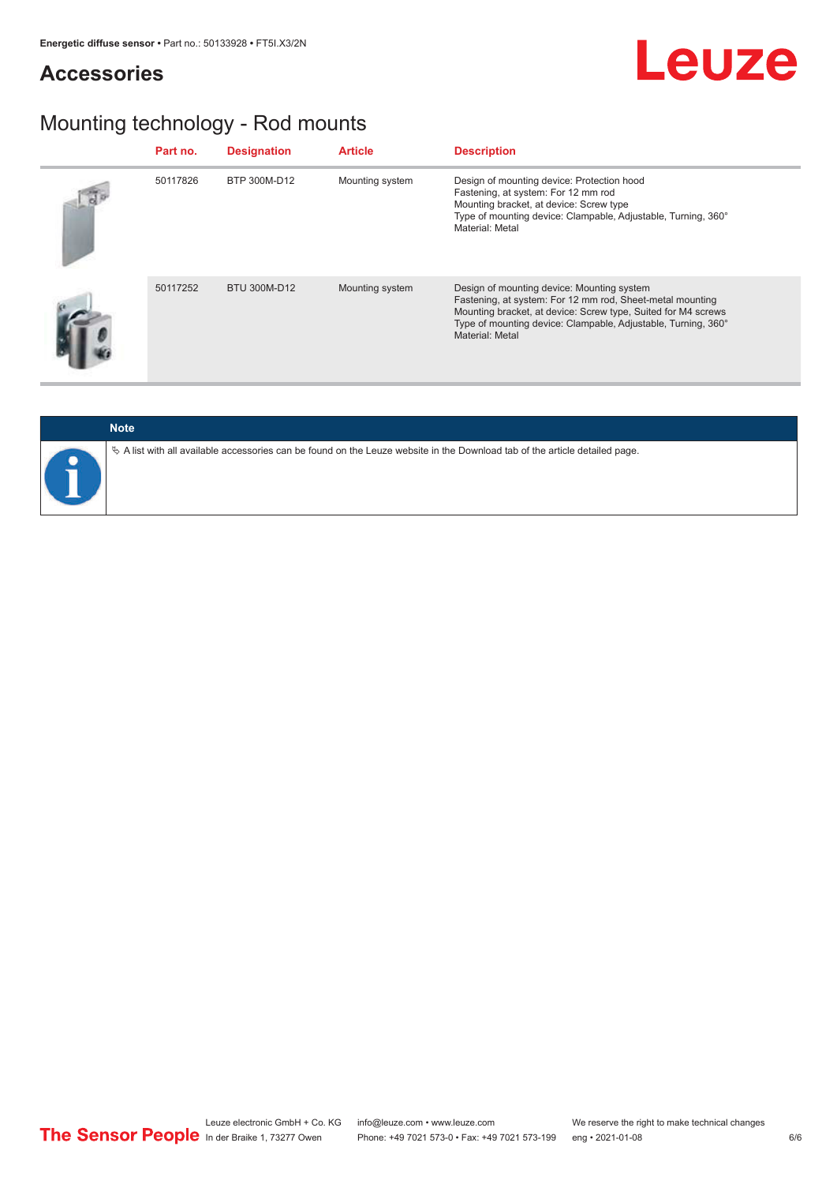## Accessories

# Mounting technology - Rod mounts

| | Part no. | Designation | Article | Description |
|---|---|---|---|---|
| | 50117826 | BTP 300M-D12 | Mounting system | Design of mounting device: Protection hood<br>Fastening, at system: For 12 mm rod<br>Mounting bracket, at device: Screw type<br>Type of mounting device: Clampable, Adjustable, Turning, 360°<br>Material: Metal |
| | 50117252 | BTU 300M-D12 | Mounting system | Design of mounting device: Mounting system<br>Fastening, at system: For 12 mm rod, Sheet-metal mounting<br>Mounting bracket, at device: Screw type, Suited for M4 screws<br>Type of mounting device: Clampable, Adjustable, Turning, 360°<br>Material: Metal |

**Note**

↳ A list with all available accessories can be found on the Leuze website in the Download tab of the article detailed page.